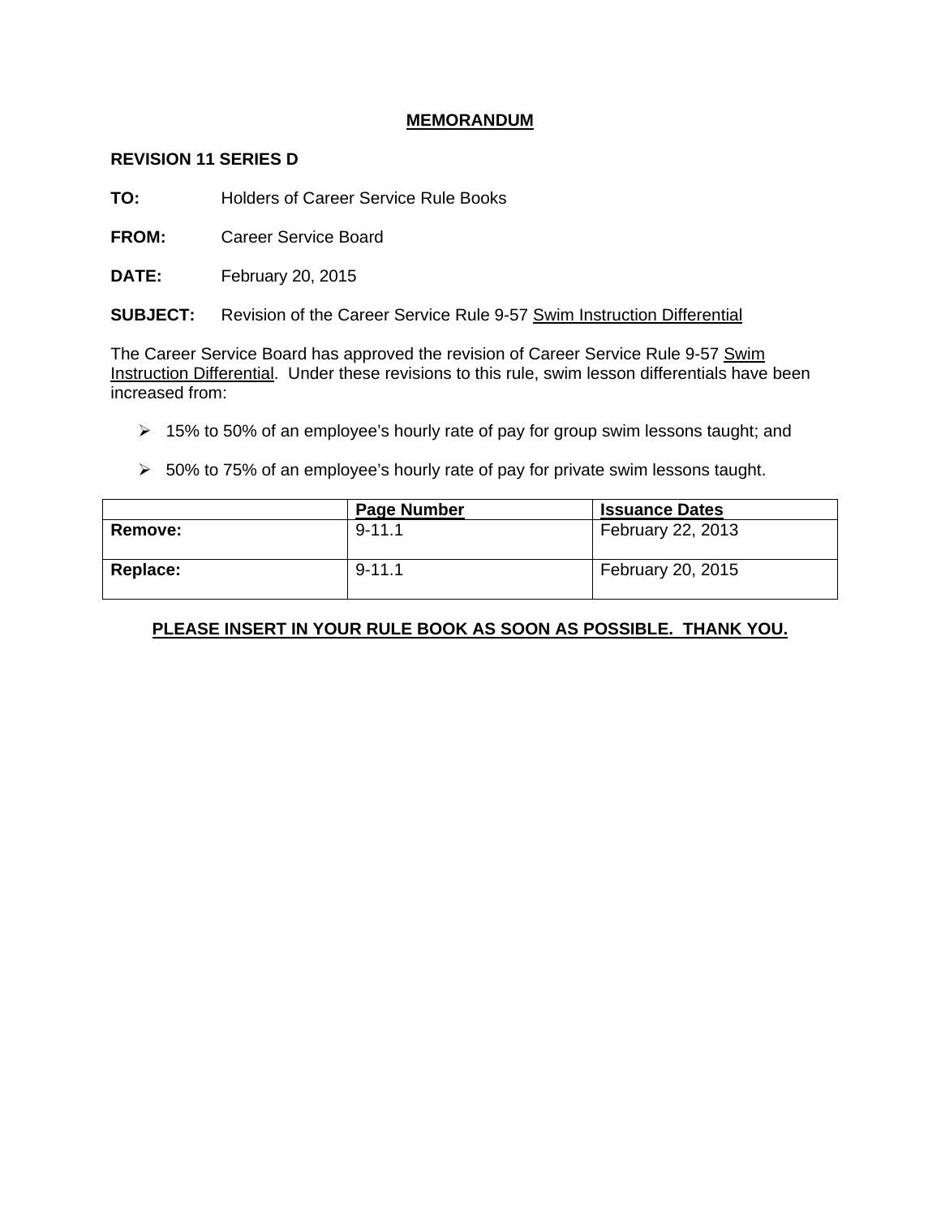# MEMORANDUM

**REVISION 11 SERIES D**

**TO:** Holders of Career Service Rule Books

**FROM:** Career Service Board

**DATE:** February 20, 2015

**SUBJECT:** Revision of the Career Service Rule 9-57 Swim Instruction Differential

The Career Service Board has approved the revision of Career Service Rule 9-57 Swim Instruction Differential. Under these revisions to this rule, swim lesson differentials have been increased from:

- 15% to 50% of an employee's hourly rate of pay for group swim lessons taught; and
- 50% to 75% of an employee's hourly rate of pay for private swim lessons taught.

| | Page Number | Issuance Dates |
|---|---|---|
| **Remove:** | 9-11.1 | February 22, 2013 |
| **Replace:** | 9-11.1 | February 20, 2015 |

**PLEASE INSERT IN YOUR RULE BOOK AS SOON AS POSSIBLE. THANK YOU.**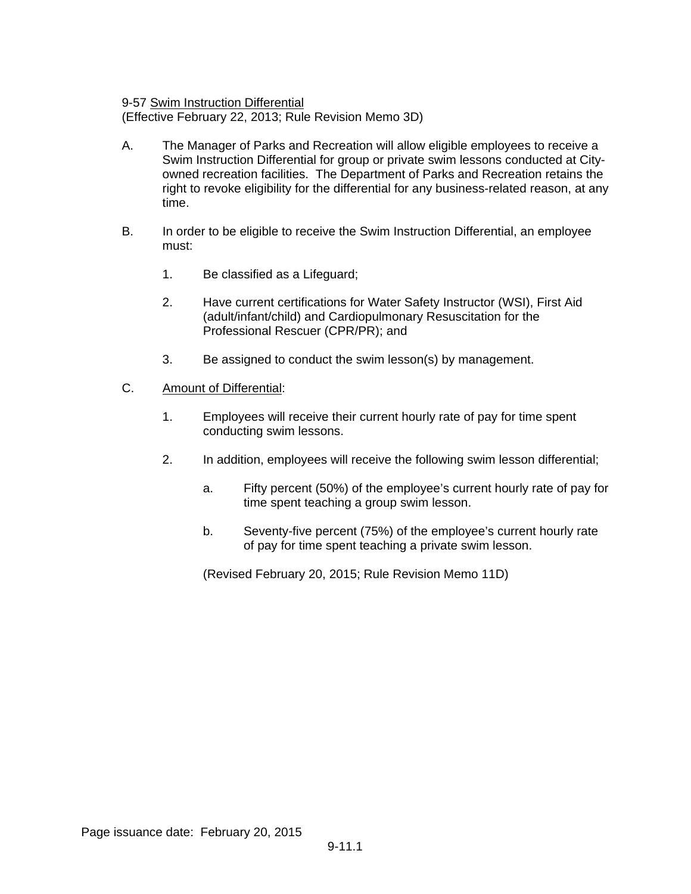9-57 <u>Swim Instruction Differential</u>
(Effective February 22, 2013; Rule Revision Memo 3D)

A. The Manager of Parks and Recreation will allow eligible employees to receive a Swim Instruction Differential for group or private swim lessons conducted at City-owned recreation facilities. The Department of Parks and Recreation retains the right to revoke eligibility for the differential for any business-related reason, at any time.

B. In order to be eligible to receive the Swim Instruction Differential, an employee must:

   1. Be classified as a Lifeguard;

   2. Have current certifications for Water Safety Instructor (WSI), First Aid (adult/infant/child) and Cardiopulmonary Resuscitation for the Professional Rescuer (CPR/PR); and

   3. Be assigned to conduct the swim lesson(s) by management.

C. <u>Amount of Differential</u>:

   1. Employees will receive their current hourly rate of pay for time spent conducting swim lessons.

   2. In addition, employees will receive the following swim lesson differential;

      a. Fifty percent (50%) of the employee's current hourly rate of pay for time spent teaching a group swim lesson.

      b. Seventy-five percent (75%) of the employee's current hourly rate of pay for time spent teaching a private swim lesson.

   (Revised February 20, 2015; Rule Revision Memo 11D)

Page issuance date: February 20, 2015